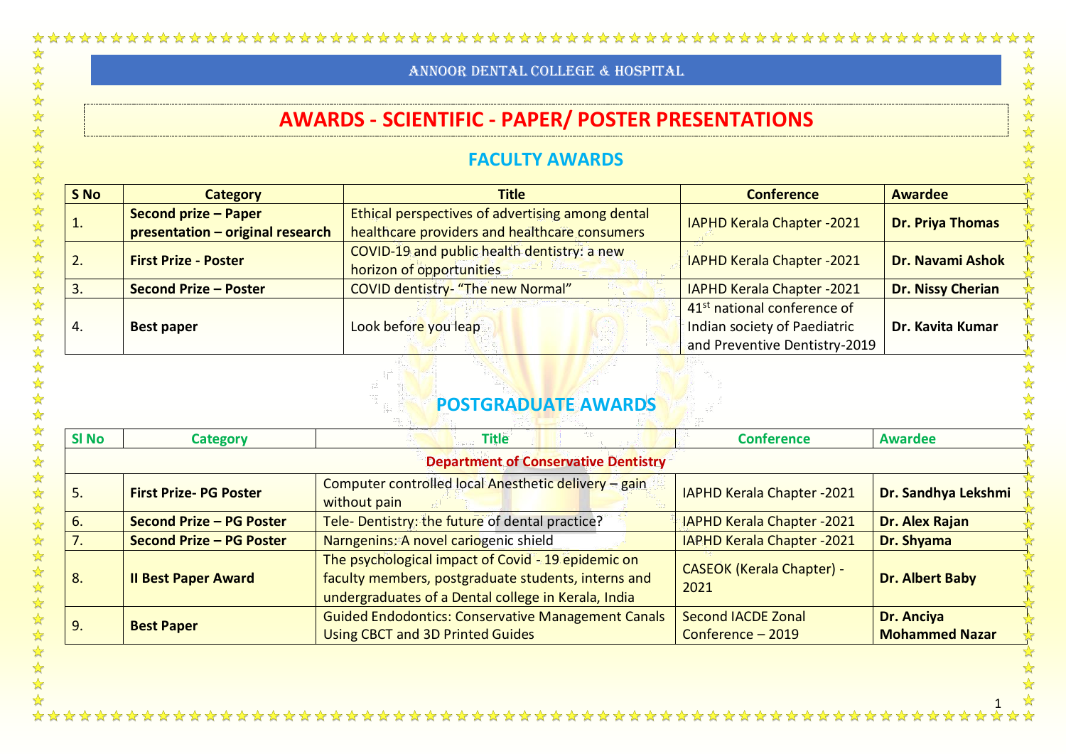Annoor Dental College & Hospital

# AWARDS - SCIENTIFIC - PAPER/ POSTER PRESENTATIONS

## FACULTY AWARDS

| S No | Category | Title | Conference | Awardee |
|---|---|---|---|---|
| 1. | **Second prize – Paper presentation – original research** | Ethical perspectives of advertising among dental healthcare providers and healthcare consumers | IAPHD Kerala Chapter -2021 | **Dr. Priya Thomas** |
| 2. | **First Prize - Poster** | COVID-19 and public health dentistry: a new horizon of opportunities | IAPHD Kerala Chapter -2021 | **Dr. Navami Ashok** |
| 3. | **Second Prize – Poster** | COVID dentistry- "The new Normal" | IAPHD Kerala Chapter -2021 | **Dr. Nissy Cherian** |
| 4. | **Best paper** | Look before you leap | 41st national conference of Indian society of Paediatric and Preventive Dentistry-2019 | **Dr. Kavita Kumar** |

## POSTGRADUATE AWARDS

| Sl No | Category | Title | Conference | Awardee |
|---|---|---|---|---|
| | | **Department of Conservative Dentistry** | | |
| 5. | **First Prize- PG Poster** | Computer controlled local Anesthetic delivery – gain without pain | IAPHD Kerala Chapter -2021 | **Dr. Sandhya Lekshmi** |
| 6. | **Second Prize – PG Poster** | Tele- Dentistry: the future of dental practice? | IAPHD Kerala Chapter -2021 | **Dr. Alex Rajan** |
| 7. | **Second Prize – PG Poster** | Narngenins: A novel cariogenic shield | IAPHD Kerala Chapter -2021 | **Dr. Shyama** |
| 8. | **II Best Paper Award** | The psychological impact of Covid - 19 epidemic on faculty members, postgraduate students, interns and undergraduates of a Dental college in Kerala, India | CASEOK (Kerala Chapter) - 2021 | **Dr. Albert Baby** |
| 9. | **Best Paper** | Guided Endodontics: Conservative Management Canals Using CBCT and 3D Printed Guides | Second IACDE Zonal Conference – 2019 | **Dr. Anciya Mohammed Nazar** |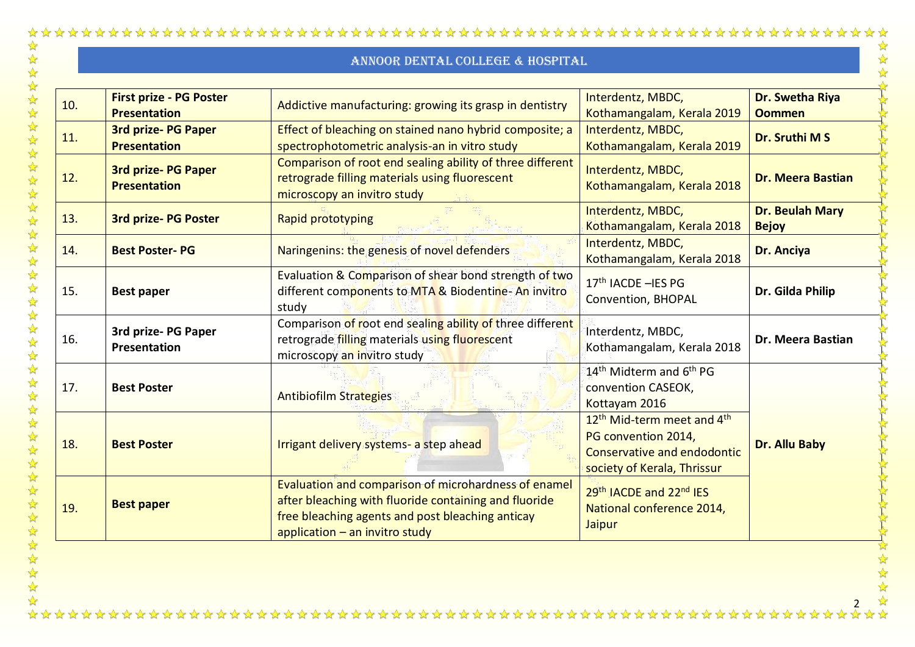| | | | | |
|---|---|---|---|---|
| 10. | **First prize - PG Poster Presentation** | Addictive manufacturing: growing its grasp in dentistry | Interdentz, MBDC, Kothamangalam, Kerala 2019 | **Dr. Swetha Riya Oommen** |
| 11. | **3rd prize- PG Paper Presentation** | Effect of bleaching on stained nano hybrid composite; a spectrophotometric analysis-an in vitro study | Interdentz, MBDC, Kothamangalam, Kerala 2019 | **Dr. Sruthi M S** |
| 12. | **3rd prize- PG Paper Presentation** | Comparison of root end sealing ability of three different retrograde filling materials using fluorescent microscopy an invitro study | Interdentz, MBDC, Kothamangalam, Kerala 2018 | **Dr. Meera Bastian** |
| 13. | **3rd prize- PG Poster** | Rapid prototyping | Interdentz, MBDC, Kothamangalam, Kerala 2018 | **Dr. Beulah Mary Bejoy** |
| 14. | **Best Poster- PG** | Naringenins: the genesis of novel defenders | Interdentz, MBDC, Kothamangalam, Kerala 2018 | **Dr. Anciya** |
| 15. | **Best paper** | Evaluation & Comparison of shear bond strength of two different components to MTA & Biodentine- An invitro study | 17th IACDE –IES PG Convention, BHOPAL | **Dr. Gilda Philip** |
| 16. | **3rd prize- PG Paper Presentation** | Comparison of root end sealing ability of three different retrograde filling materials using fluorescent microscopy an invitro study | Interdentz, MBDC, Kothamangalam, Kerala 2018 | **Dr. Meera Bastian** |
| 17. | **Best Poster** | Antibiofilm Strategies | 14th Midterm and 6th PG convention CASEOK, Kottayam 2016 | **Dr. Allu Baby** |
| 18. | **Best Poster** | Irrigant delivery systems- a step ahead | 12th Mid-term meet and 4th PG convention 2014, Conservative and endodontic society of Kerala, Thrissur | **Dr. Allu Baby** |
| 19. | **Best paper** | Evaluation and comparison of microhardness of enamel after bleaching with fluoride containing and fluoride free bleaching agents and post bleaching anticay application – an invitro study | 29th IACDE and 22nd IES National conference 2014, Jaipur | **Dr. Allu Baby** |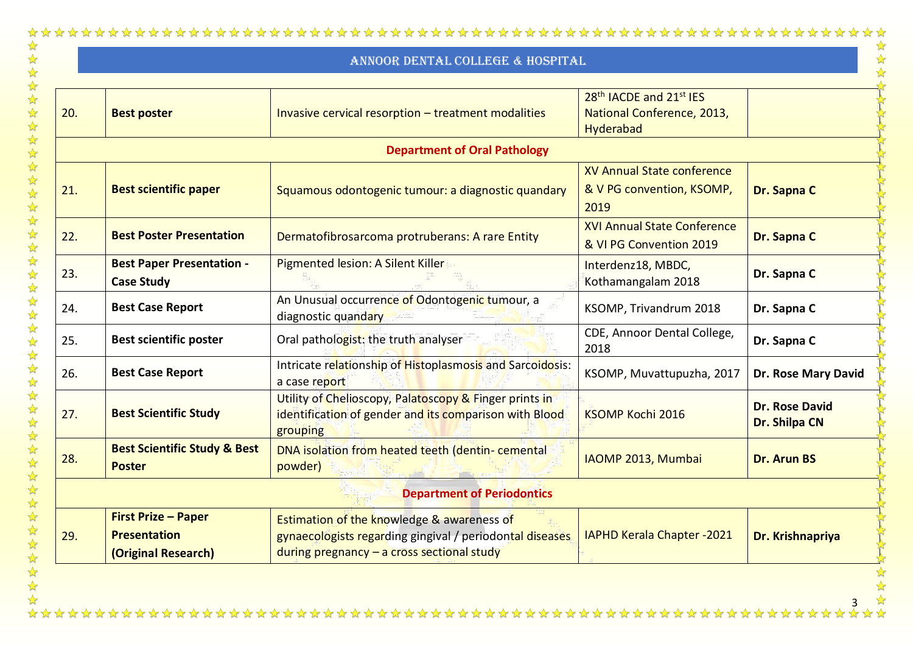| 20. | **Best poster** | Invasive cervical resorption – treatment modalities | 28th IACDE and 21st IES National Conference, 2013, Hyderabad | |
|---|---|---|---|---|
| | | **Department of Oral Pathology** | | |
| 21. | **Best scientific paper** | Squamous odontogenic tumour: a diagnostic quandary | XV Annual State conference & V PG convention, KSOMP, 2019 | **Dr. Sapna C** |
| 22. | **Best Poster Presentation** | Dermatofibrosarcoma protruberans: A rare Entity | XVI Annual State Conference & VI PG Convention 2019 | **Dr. Sapna C** |
| 23. | **Best Paper Presentation - Case Study** | Pigmented lesion: A Silent Killer | Interdenz18, MBDC, Kothamangalam 2018 | **Dr. Sapna C** |
| 24. | **Best Case Report** | An Unusual occurrence of Odontogenic tumour, a diagnostic quandary | KSOMP, Trivandrum 2018 | **Dr. Sapna C** |
| 25. | **Best scientific poster** | Oral pathologist: the truth analyser | CDE, Annoor Dental College, 2018 | **Dr. Sapna C** |
| 26. | **Best Case Report** | Intricate relationship of Histoplasmosis and Sarcoidosis: a case report | KSOMP, Muvattupuzha, 2017 | **Dr. Rose Mary David** |
| 27. | **Best Scientific Study** | Utility of Chelioscopy, Palatoscopy & Finger prints in identification of gender and its comparison with Blood grouping | KSOMP Kochi 2016 | **Dr. Rose David**<br>**Dr. Shilpa CN** |
| 28. | **Best Scientific Study & Best Poster** | DNA isolation from heated teeth (dentin- cemental powder) | IAOMP 2013, Mumbai | **Dr. Arun BS** |
| | | **Department of Periodontics** | | |
| 29. | **First Prize – Paper Presentation (Original Research)** | Estimation of the knowledge & awareness of gynaecologists regarding gingival / periodontal diseases during pregnancy – a cross sectional study | IAPHD Kerala Chapter -2021 | **Dr. Krishnapriya** |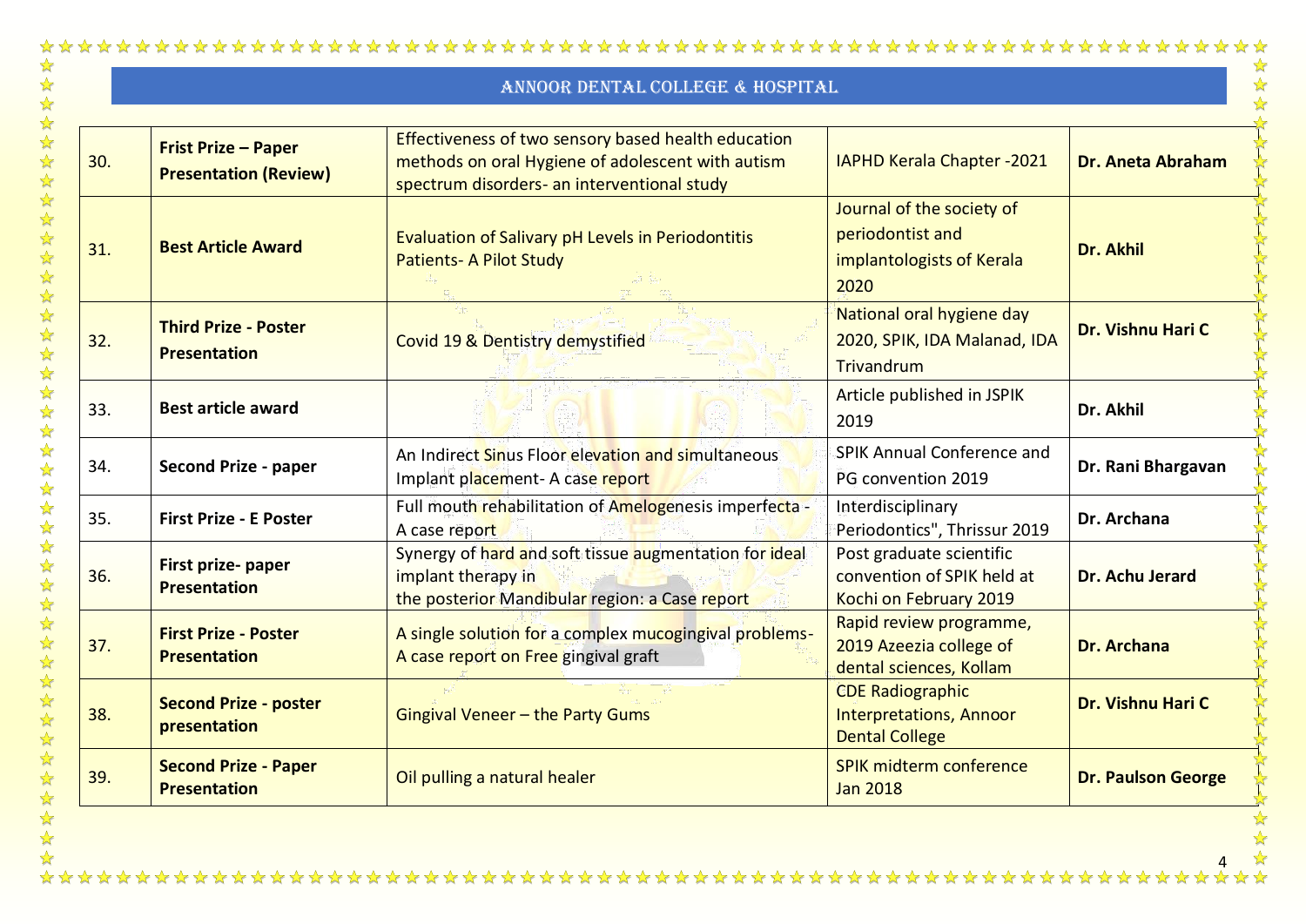| 30. | **Frist Prize – Paper Presentation (Review)** | Effectiveness of two sensory based health education methods on oral Hygiene of adolescent with autism spectrum disorders- an interventional study | IAPHD Kerala Chapter -2021 | **Dr. Aneta Abraham** |
|---|---|---|---|---|
| 31. | **Best Article Award** | Evaluation of Salivary pH Levels in Periodontitis Patients- A Pilot Study | Journal of the society of periodontist and implantologists of Kerala 2020 | **Dr. Akhil** |
| 32. | **Third Prize - Poster Presentation** | Covid 19 & Dentistry demystified | National oral hygiene day 2020, SPIK, IDA Malanad, IDA Trivandrum | **Dr. Vishnu Hari C** |
| 33. | **Best article award** | | Article published in JSPIK 2019 | **Dr. Akhil** |
| 34. | **Second Prize - paper** | An Indirect Sinus Floor elevation and simultaneous Implant placement- A case report | SPIK Annual Conference and PG convention 2019 | **Dr. Rani Bhargavan** |
| 35. | **First Prize - E Poster** | Full mouth rehabilitation of Amelogenesis imperfecta - A case report | Interdisciplinary Periodontics", Thrissur 2019 | **Dr. Archana** |
| 36. | **First prize- paper Presentation** | Synergy of hard and soft tissue augmentation for ideal implant therapy in the posterior Mandibular region: a Case report | Post graduate scientific convention of SPIK held at Kochi on February 2019 | **Dr. Achu Jerard** |
| 37. | **First Prize - Poster Presentation** | A single solution for a complex mucogingival problems- A case report on Free gingival graft | Rapid review programme, 2019 Azeezia college of dental sciences, Kollam | **Dr. Archana** |
| 38. | **Second Prize - poster presentation** | Gingival Veneer – the Party Gums | CDE Radiographic Interpretations, Annoor Dental College | **Dr. Vishnu Hari C** |
| 39. | **Second Prize - Paper Presentation** | Oil pulling a natural healer | SPIK midterm conference Jan 2018 | **Dr. Paulson George** |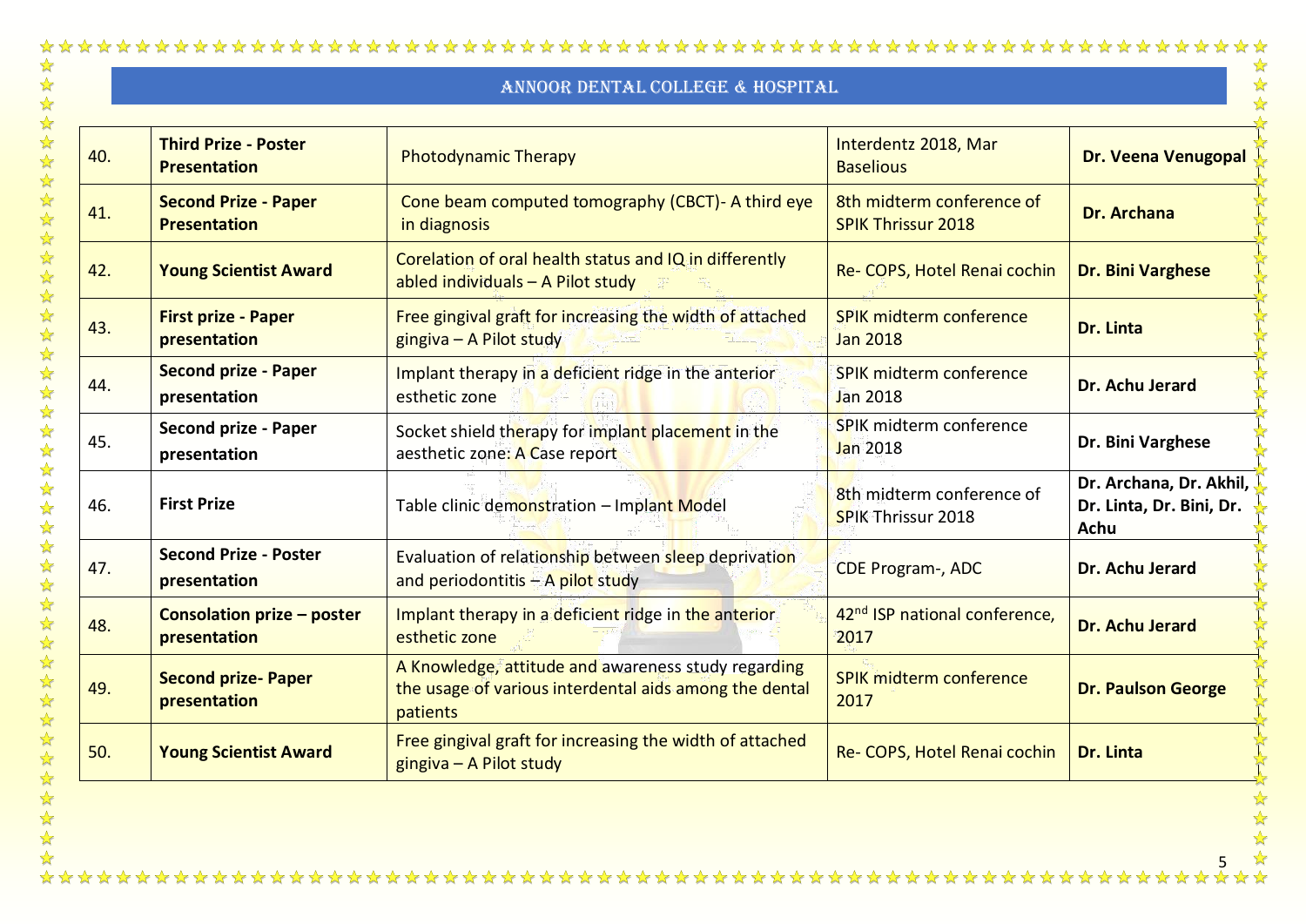| 40. | **Third Prize - Poster Presentation** | Photodynamic Therapy | Interdentz 2018, Mar Baselious | **Dr. Veena Venugopal** |
|---|---|---|---|---|
| 41. | **Second Prize - Paper Presentation** | Cone beam computed tomography (CBCT)- A third eye in diagnosis | 8th midterm conference of SPIK Thrissur 2018 | **Dr. Archana** |
| 42. | **Young Scientist Award** | Corelation of oral health status and IQ in differently abled individuals – A Pilot study | Re- COPS, Hotel Renai cochin | **Dr. Bini Varghese** |
| 43. | **First prize - Paper presentation** | Free gingival graft for increasing the width of attached gingiva – A Pilot study | SPIK midterm conference Jan 2018 | **Dr. Linta** |
| 44. | **Second prize - Paper presentation** | Implant therapy in a deficient ridge in the anterior esthetic zone | SPIK midterm conference Jan 2018 | **Dr. Achu Jerard** |
| 45. | **Second prize - Paper presentation** | Socket shield therapy for implant placement in the aesthetic zone: A Case report | SPIK midterm conference Jan 2018 | **Dr. Bini Varghese** |
| 46. | **First Prize** | Table clinic demonstration – Implant Model | 8th midterm conference of SPIK Thrissur 2018 | **Dr. Archana, Dr. Akhil, Dr. Linta, Dr. Bini, Dr. Achu** |
| 47. | **Second Prize - Poster presentation** | Evaluation of relationship between sleep deprivation and periodontitis – A pilot study | CDE Program-, ADC | **Dr. Achu Jerard** |
| 48. | **Consolation prize – poster presentation** | Implant therapy in a deficient ridge in the anterior esthetic zone | 42nd ISP national conference, 2017 | **Dr. Achu Jerard** |
| 49. | **Second prize- Paper presentation** | A Knowledge, attitude and awareness study regarding the usage of various interdental aids among the dental patients | SPIK midterm conference 2017 | **Dr. Paulson George** |
| 50. | **Young Scientist Award** | Free gingival graft for increasing the width of attached gingiva – A Pilot study | Re- COPS, Hotel Renai cochin | **Dr. Linta** |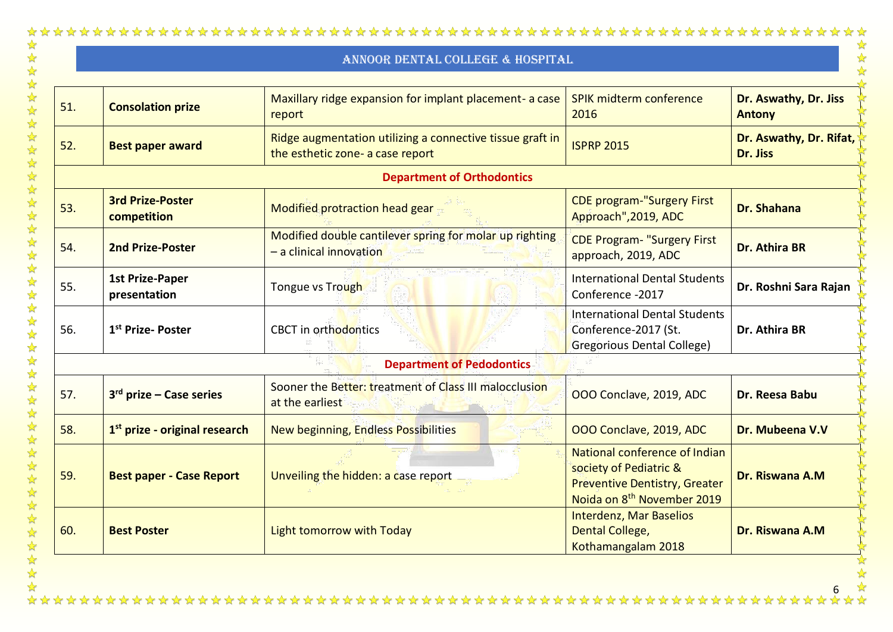| 51. | **Consolation prize** | Maxillary ridge expansion for implant placement- a case report | SPIK midterm conference 2016 | **Dr. Aswathy, Dr. Jiss Antony** |
|---|---|---|---|---|
| 52. | **Best paper award** | Ridge augmentation utilizing a connective tissue graft in the esthetic zone- a case report | ISPRP 2015 | **Dr. Aswathy, Dr. Rifat, Dr. Jiss** |
| | | **Department of Orthodontics** | | |
| 53. | **3rd Prize-Poster competition** | Modified protraction head gear | CDE program-"Surgery First Approach",2019, ADC | **Dr. Shahana** |
| 54. | **2nd Prize-Poster** | Modified double cantilever spring for molar up righting – a clinical innovation | CDE Program- "Surgery First approach, 2019, ADC | **Dr. Athira BR** |
| 55. | **1st Prize-Paper presentation** | Tongue vs Trough | International Dental Students Conference -2017 | **Dr. Roshni Sara Rajan** |
| 56. | **1st Prize- Poster** | CBCT in orthodontics | International Dental Students Conference-2017 (St. Gregorious Dental College) | **Dr. Athira BR** |
| | | **Department of Pedodontics** | | |
| 57. | **3rd prize – Case series** | Sooner the Better: treatment of Class III malocclusion at the earliest | OOO Conclave, 2019, ADC | **Dr. Reesa Babu** |
| 58. | **1st prize - original research** | New beginning, Endless Possibilities | OOO Conclave, 2019, ADC | **Dr. Mubeena V.V** |
| 59. | **Best paper - Case Report** | Unveiling the hidden: a case report | National conference of Indian society of Pediatric & Preventive Dentistry, Greater Noida on 8th November 2019 | **Dr. Riswana A.M** |
| 60. | **Best Poster** | Light tomorrow with Today | Interdenz, Mar Baselios Dental College, Kothamangalam 2018 | **Dr. Riswana A.M** |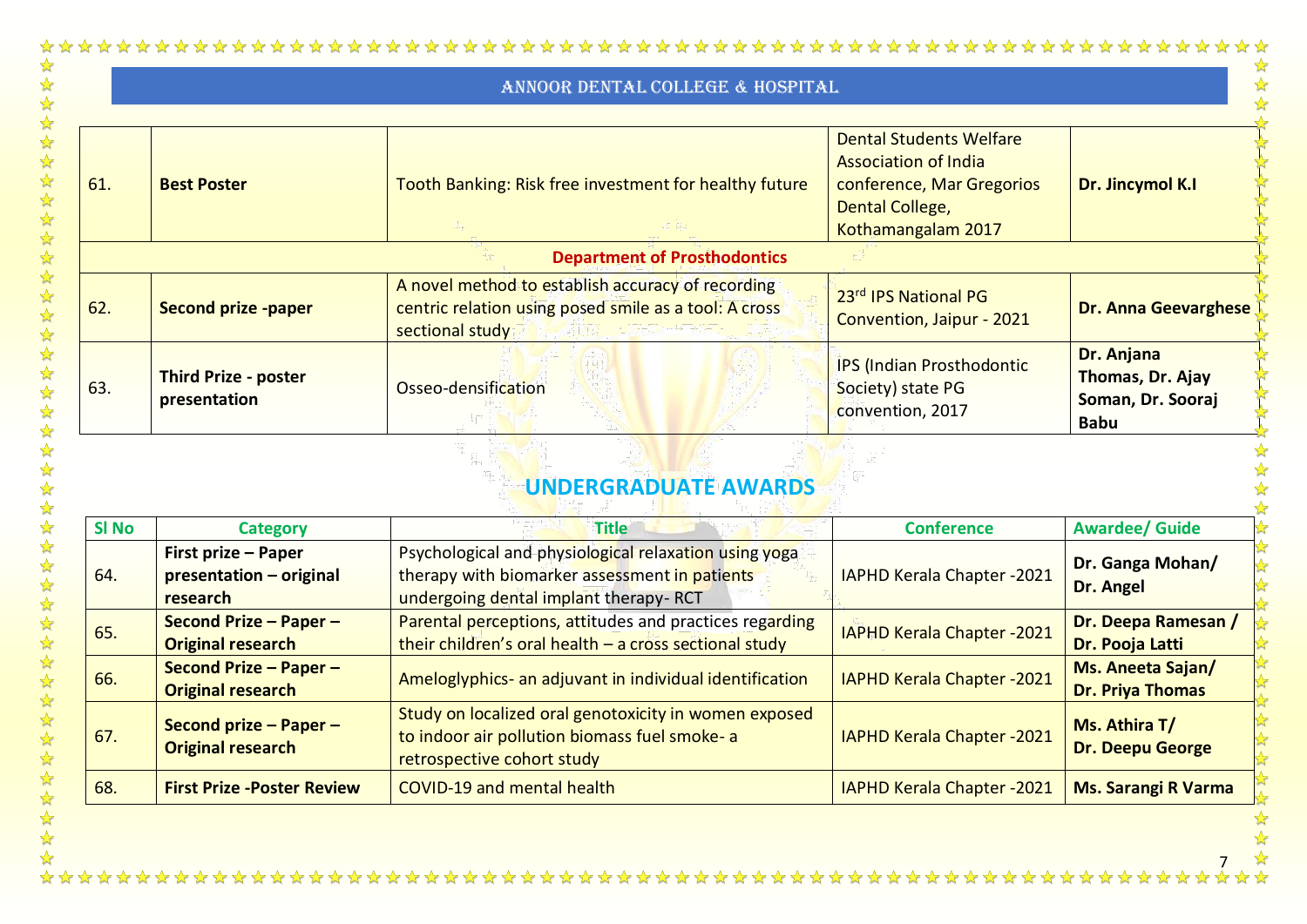| | | | | |
|---|---|---|---|---|
| 61. | **Best Poster** | Tooth Banking: Risk free investment for healthy future | Dental Students Welfare Association of India conference, Mar Gregorios Dental College, Kothamangalam 2017 | **Dr. Jincymol K.I** |
| | | **Department of Prosthodontics** | | |
| 62. | **Second prize -paper** | A novel method to establish accuracy of recording centric relation using posed smile as a tool: A cross sectional study | 23rd IPS National PG Convention, Jaipur - 2021 | **Dr. Anna Geevarghese** |
| 63. | **Third Prize - poster presentation** | Osseo-densification | IPS (Indian Prosthodontic Society) state PG convention, 2017 | **Dr. Anjana Thomas, Dr. Ajay Soman, Dr. Sooraj Babu** |

## UNDERGRADUATE AWARDS

| Sl No | Category | Title | Conference | Awardee/ Guide |
|---|---|---|---|---|
| 64. | **First prize – Paper presentation – original research** | Psychological and physiological relaxation using yoga therapy with biomarker assessment in patients undergoing dental implant therapy- RCT | IAPHD Kerala Chapter -2021 | **Dr. Ganga Mohan/ Dr. Angel** |
| 65. | **Second Prize – Paper – Original research** | Parental perceptions, attitudes and practices regarding their children's oral health – a cross sectional study | IAPHD Kerala Chapter -2021 | **Dr. Deepa Ramesan / Dr. Pooja Latti** |
| 66. | **Second Prize – Paper – Original research** | Ameloglyphics- an adjuvant in individual identification | IAPHD Kerala Chapter -2021 | **Ms. Aneeta Sajan/ Dr. Priya Thomas** |
| 67. | **Second prize – Paper – Original research** | Study on localized oral genotoxicity in women exposed to indoor air pollution biomass fuel smoke- a retrospective cohort study | IAPHD Kerala Chapter -2021 | **Ms. Athira T/ Dr. Deepu George** |
| 68. | **First Prize -Poster Review** | COVID-19 and mental health | IAPHD Kerala Chapter -2021 | **Ms. Sarangi R Varma** |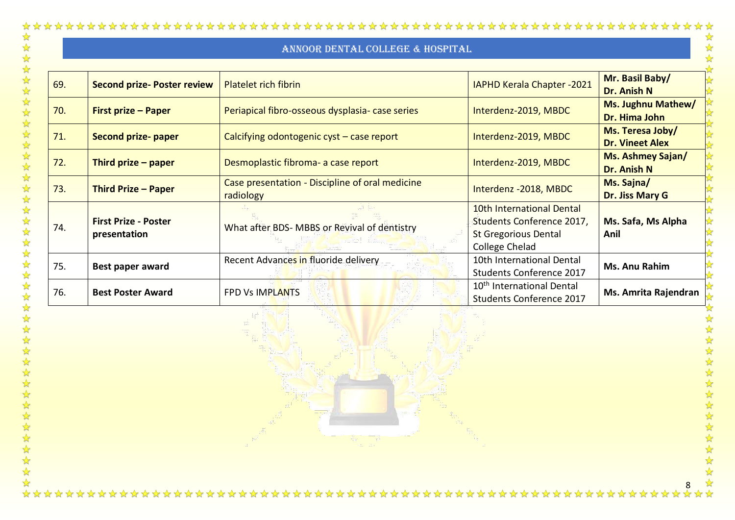| 69. | **Second prize- Poster review** | Platelet rich fibrin | IAPHD Kerala Chapter -2021 | **Mr. Basil Baby/ Dr. Anish N** |
|---|---|---|---|---|
| 70. | **First prize – Paper** | Periapical fibro-osseous dysplasia- case series | Interdenz-2019, MBDC | **Ms. Jughnu Mathew/ Dr. Hima John** |
| 71. | **Second prize- paper** | Calcifying odontogenic cyst – case report | Interdenz-2019, MBDC | **Ms. Teresa Joby/ Dr. Vineet Alex** |
| 72. | **Third prize – paper** | Desmoplastic fibroma- a case report | Interdenz-2019, MBDC | **Ms. Ashmey Sajan/ Dr. Anish N** |
| 73. | **Third Prize – Paper** | Case presentation - Discipline of oral medicine radiology | Interdenz -2018, MBDC | **Ms. Sajna/ Dr. Jiss Mary G** |
| 74. | **First Prize - Poster presentation** | What after BDS- MBBS or Revival of dentistry | 10th International Dental Students Conference 2017, St Gregorious Dental College Chelad | **Ms. Safa, Ms Alpha Anil** |
| 75. | **Best paper award** | Recent Advances in fluoride delivery | 10th International Dental Students Conference 2017 | **Ms. Anu Rahim** |
| 76. | **Best Poster Award** | FPD Vs IMPLANTS | 10th International Dental Students Conference 2017 | **Ms. Amrita Rajendran** |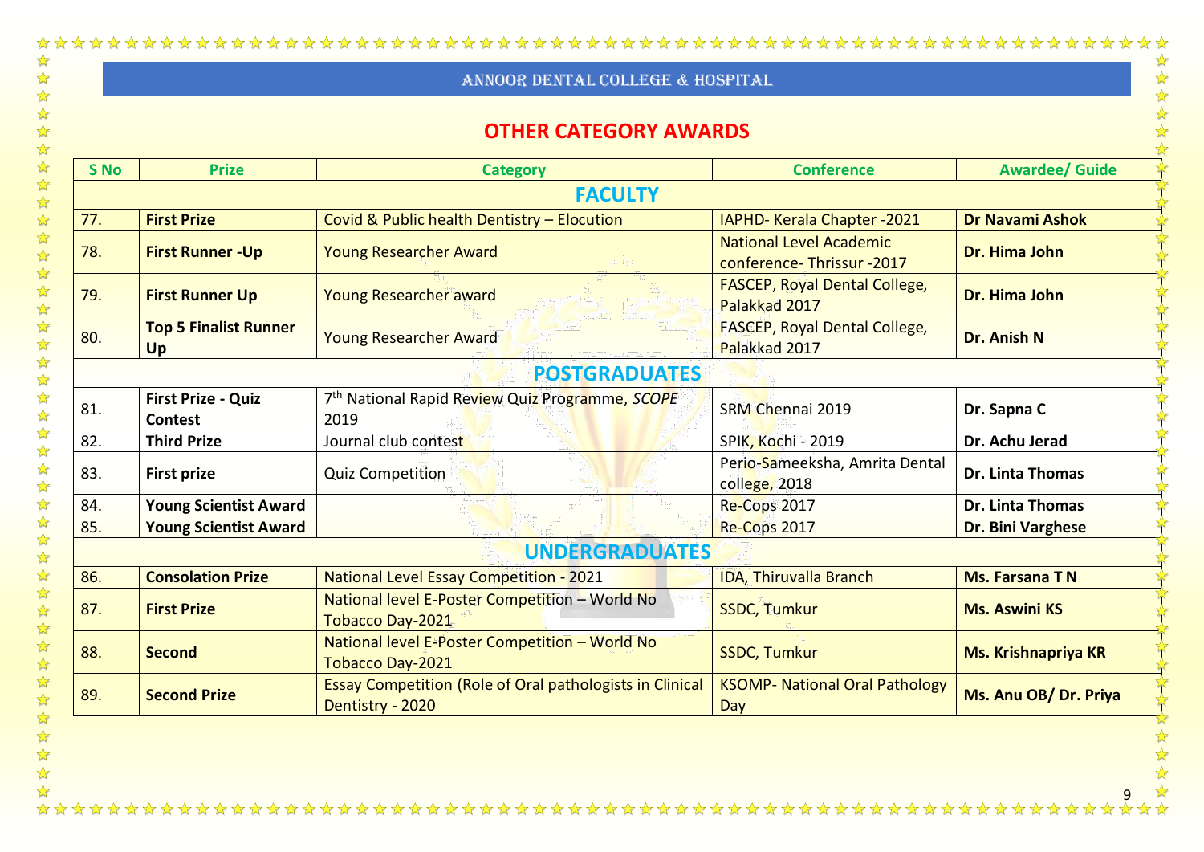## OTHER CATEGORY AWARDS

| S No | Prize | Category | Conference | Awardee/ Guide |
|---|---|---|---|---|
| **FACULTY** | | | | |
| 77. | **First Prize** | Covid & Public health Dentistry – Elocution | IAPHD- Kerala Chapter -2021 | **Dr Navami Ashok** |
| 78. | **First Runner -Up** | Young Researcher Award | National Level Academic conference- Thrissur -2017 | **Dr. Hima John** |
| 79. | **First Runner Up** | Young Researcher award | FASCEP, Royal Dental College, Palakkad 2017 | **Dr. Hima John** |
| 80. | **Top 5 Finalist Runner Up** | Young Researcher Award | FASCEP, Royal Dental College, Palakkad 2017 | **Dr. Anish N** |
| **POSTGRADUATES** | | | | |
| 81. | **First Prize - Quiz Contest** | 7th National Rapid Review Quiz Programme, *SCOPE* 2019 | SRM Chennai 2019 | **Dr. Sapna C** |
| 82. | **Third Prize** | Journal club contest | SPIK, Kochi - 2019 | **Dr. Achu Jerad** |
| 83. | **First prize** | Quiz Competition | Perio-Sameeksha, Amrita Dental college, 2018 | **Dr. Linta Thomas** |
| 84. | **Young Scientist Award** | | Re-Cops 2017 | **Dr. Linta Thomas** |
| 85. | **Young Scientist Award** | | Re-Cops 2017 | **Dr. Bini Varghese** |
| **UNDERGRADUATES** | | | | |
| 86. | **Consolation Prize** | National Level Essay Competition - 2021 | IDA, Thiruvalla Branch | **Ms. Farsana T N** |
| 87. | **First Prize** | National level E-Poster Competition – World No Tobacco Day-2021 | SSDC, Tumkur | **Ms. Aswini KS** |
| 88. | **Second** | National level E-Poster Competition – World No Tobacco Day-2021 | SSDC, Tumkur | **Ms. Krishnapriya KR** |
| 89. | **Second Prize** | Essay Competition (Role of Oral pathologists in Clinical Dentistry - 2020 | KSOMP- National Oral Pathology Day | **Ms. Anu OB/ Dr. Priya** |